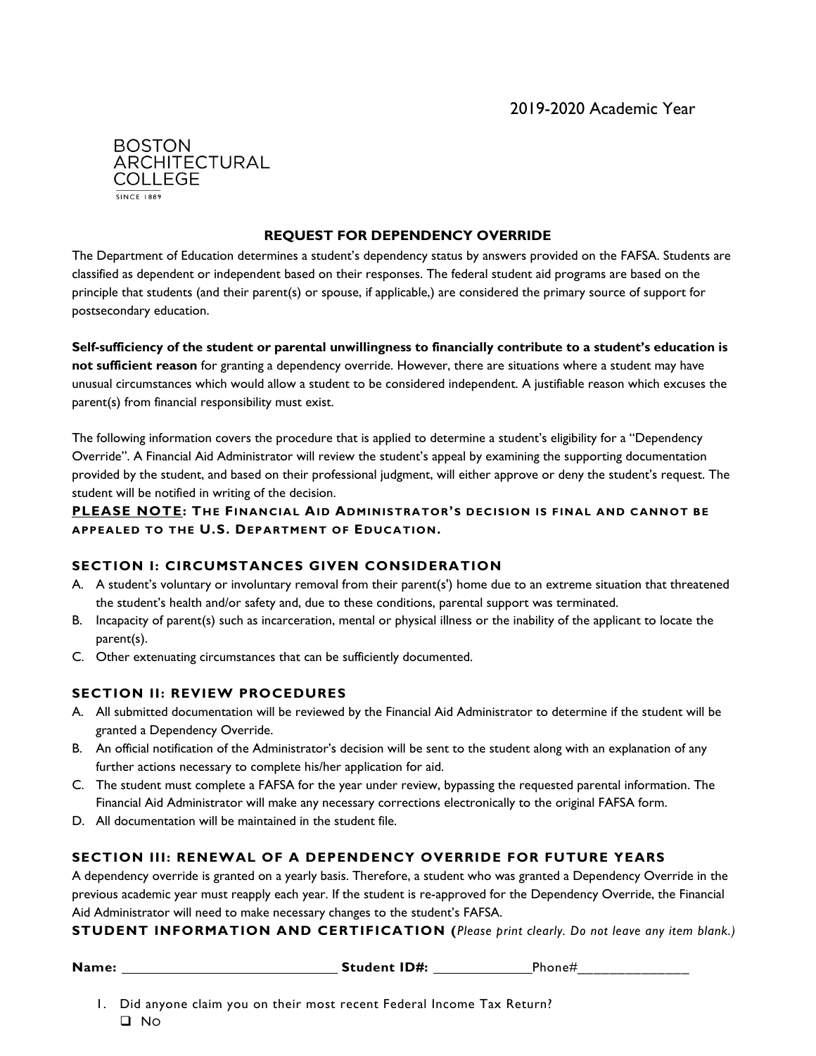2019-2020 Academic Year

BOSTON
ARCHITECTURAL
COLLEGE
SINCE 1889

## REQUEST FOR DEPENDENCY OVERRIDE

The Department of Education determines a student's dependency status by answers provided on the FAFSA. Students are classified as dependent or independent based on their responses. The federal student aid programs are based on the principle that students (and their parent(s) or spouse, if applicable,) are considered the primary source of support for postsecondary education.

**Self-sufficiency of the student or parental unwillingness to financially contribute to a student's education is not sufficient reason** for granting a dependency override. However, there are situations where a student may have unusual circumstances which would allow a student to be considered independent. A justifiable reason which excuses the parent(s) from financial responsibility must exist.

The following information covers the procedure that is applied to determine a student's eligibility for a "Dependency Override". A Financial Aid Administrator will review the student's appeal by examining the supporting documentation provided by the student, and based on their professional judgment, will either approve or deny the student's request. The student will be notified in writing of the decision.

**PLEASE NOTE: THE FINANCIAL AID ADMINISTRATOR'S DECISION IS FINAL AND CANNOT BE APPEALED TO THE U.S. DEPARTMENT OF EDUCATION.**

### SECTION I: CIRCUMSTANCES GIVEN CONSIDERATION

A. A student's voluntary or involuntary removal from their parent(s') home due to an extreme situation that threatened the student's health and/or safety and, due to these conditions, parental support was terminated.
B. Incapacity of parent(s) such as incarceration, mental or physical illness or the inability of the applicant to locate the parent(s).
C. Other extenuating circumstances that can be sufficiently documented.

### SECTION II: REVIEW PROCEDURES

A. All submitted documentation will be reviewed by the Financial Aid Administrator to determine if the student will be granted a Dependency Override.
B. An official notification of the Administrator's decision will be sent to the student along with an explanation of any further actions necessary to complete his/her application for aid.
C. The student must complete a FAFSA for the year under review, bypassing the requested parental information. The Financial Aid Administrator will make any necessary corrections electronically to the original FAFSA form.
D. All documentation will be maintained in the student file.

### SECTION III: RENEWAL OF A DEPENDENCY OVERRIDE FOR FUTURE YEARS

A dependency override is granted on a yearly basis. Therefore, a student who was granted a Dependency Override in the previous academic year must reapply each year. If the student is re-approved for the Dependency Override, the Financial Aid Administrator will need to make necessary changes to the student's FAFSA.

### STUDENT INFORMATION AND CERTIFICATION (*Please print clearly. Do not leave any item blank.*)

**Name:** ______________________________ **Student ID#:** _____________ Phone#_______________

1. Did anyone claim you on their most recent Federal Income Tax Return?
   - ☐ No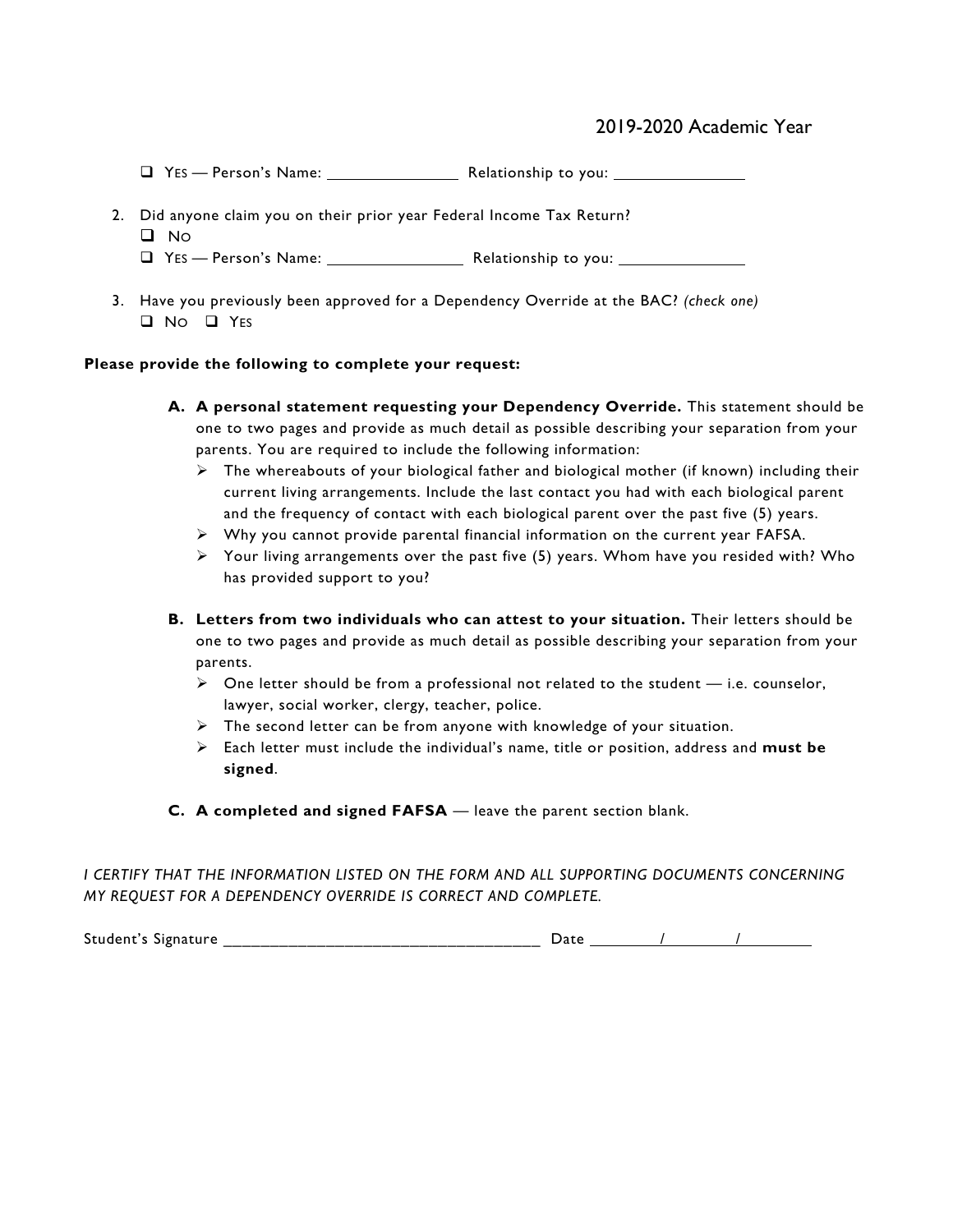2019-2020 Academic Year

- ☐ YES — Person's Name: ______________ Relationship to you: ______________

2. Did anyone claim you on their prior year Federal Income Tax Return?
   - ☐ NO
   - ☐ YES — Person's Name: ______________ Relationship to you: ______________

3. Have you previously been approved for a Dependency Override at the BAC? *(check one)*
   ☐ NO ☐ YES

**Please provide the following to complete your request:**

**A. A personal statement requesting your Dependency Override.** This statement should be one to two pages and provide as much detail as possible describing your separation from your parents. You are required to include the following information:
   - The whereabouts of your biological father and biological mother (if known) including their current living arrangements. Include the last contact you had with each biological parent and the frequency of contact with each biological parent over the past five (5) years.
   - Why you cannot provide parental financial information on the current year FAFSA.
   - Your living arrangements over the past five (5) years. Whom have you resided with? Who has provided support to you?

**B. Letters from two individuals who can attest to your situation.** Their letters should be one to two pages and provide as much detail as possible describing your separation from your parents.
   - One letter should be from a professional not related to the student — i.e. counselor, lawyer, social worker, clergy, teacher, police.
   - The second letter can be from anyone with knowledge of your situation.
   - Each letter must include the individual's name, title or position, address and **must be signed**.

**C. A completed and signed FAFSA** — leave the parent section blank.

*I CERTIFY THAT THE INFORMATION LISTED ON THE FORM AND ALL SUPPORTING DOCUMENTS CONCERNING MY REQUEST FOR A DEPENDENCY OVERRIDE IS CORRECT AND COMPLETE.*

Student's Signature ____________________________________ Date ______/______/______